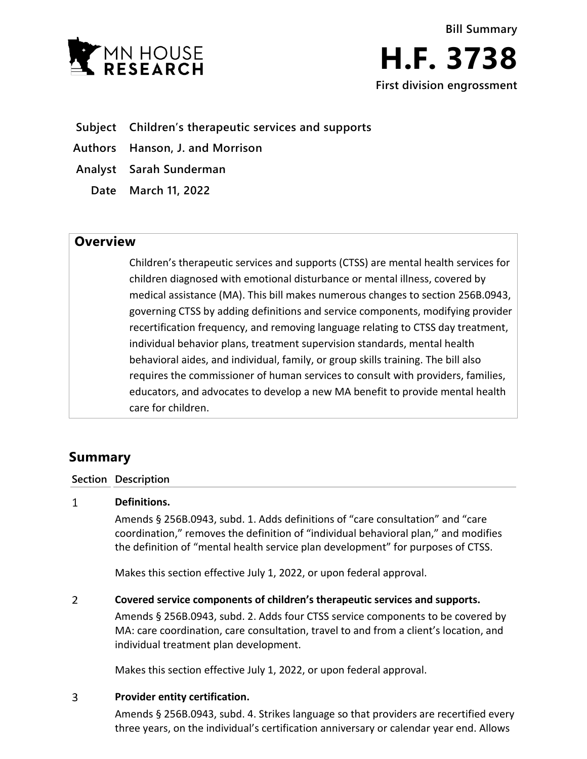MN HOUSE RESEARCH

# Bill Summary

# H.F. 3738

**First division engrossment**

**Subject** Children's therapeutic services and supports

**Authors** Hanson, J. and Morrison

**Analyst** Sarah Sunderman

**Date** March 11, 2022

## Overview

Children's therapeutic services and supports (CTSS) are mental health services for children diagnosed with emotional disturbance or mental illness, covered by medical assistance (MA). This bill makes numerous changes to section 256B.0943, governing CTSS by adding definitions and service components, modifying provider recertification frequency, and removing language relating to CTSS day treatment, individual behavior plans, treatment supervision standards, mental health behavioral aides, and individual, family, or group skills training. The bill also requires the commissioner of human services to consult with providers, families, educators, and advocates to develop a new MA benefit to provide mental health care for children.

## Summary

| Section | Description |
|---|---|
| 1 | **Definitions.**<br>Amends § 256B.0943, subd. 1. Adds definitions of "care consultation" and "care coordination," removes the definition of "individual behavioral plan," and modifies the definition of "mental health service plan development" for purposes of CTSS.<br><br>Makes this section effective July 1, 2022, or upon federal approval. |
| 2 | **Covered service components of children's therapeutic services and supports.**<br>Amends § 256B.0943, subd. 2. Adds four CTSS service components to be covered by MA: care coordination, care consultation, travel to and from a client's location, and individual treatment plan development.<br><br>Makes this section effective July 1, 2022, or upon federal approval. |
| 3 | **Provider entity certification.**<br>Amends § 256B.0943, subd. 4. Strikes language so that providers are recertified every three years, on the individual's certification anniversary or calendar year end. Allows |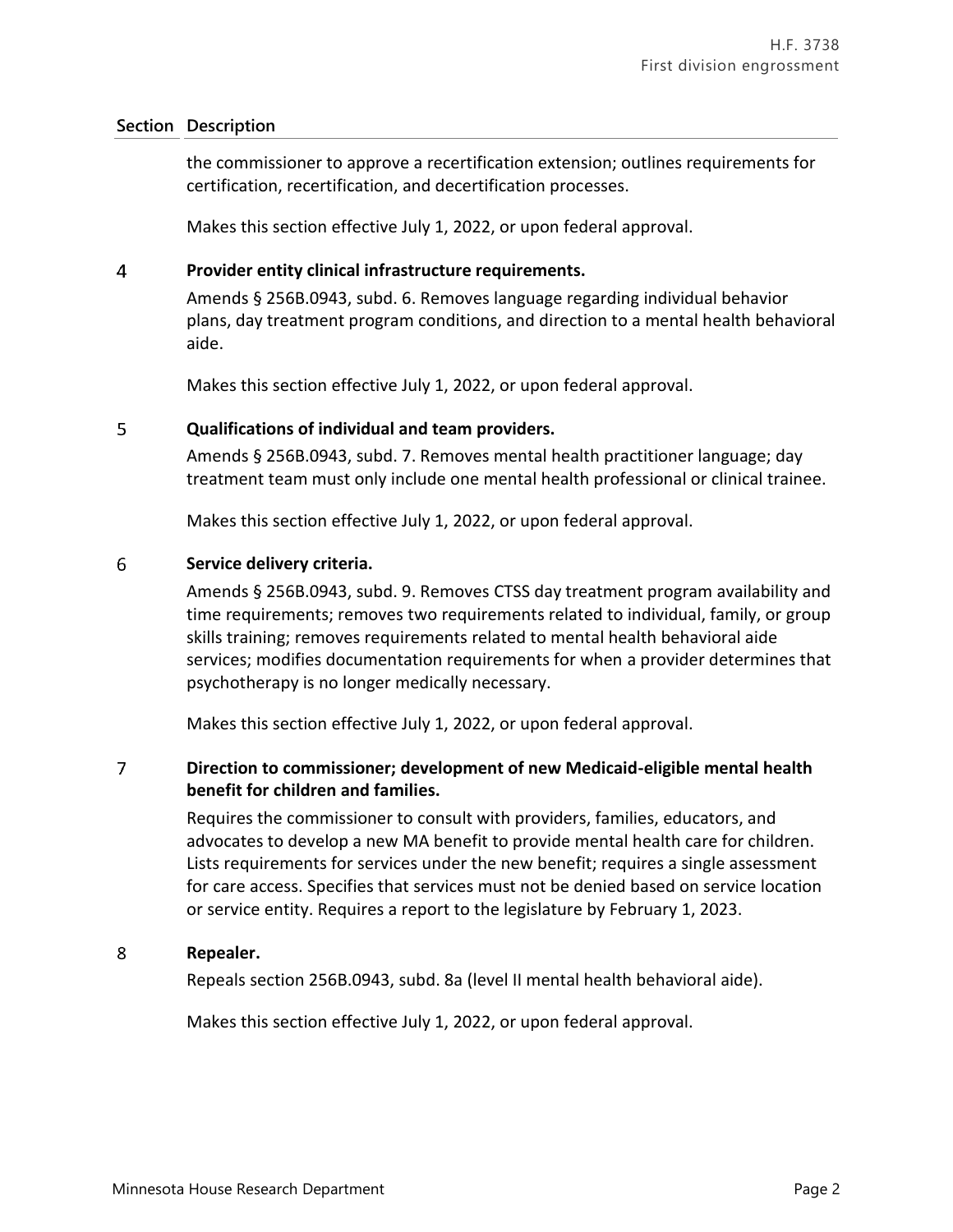| Section | Description |
|---|---|
| | the commissioner to approve a recertification extension; outlines requirements for certification, recertification, and decertification processes.<br><br>Makes this section effective July 1, 2022, or upon federal approval. |
| 4 | **Provider entity clinical infrastructure requirements.**<br><br>Amends § 256B.0943, subd. 6. Removes language regarding individual behavior plans, day treatment program conditions, and direction to a mental health behavioral aide.<br><br>Makes this section effective July 1, 2022, or upon federal approval. |
| 5 | **Qualifications of individual and team providers.**<br><br>Amends § 256B.0943, subd. 7. Removes mental health practitioner language; day treatment team must only include one mental health professional or clinical trainee.<br><br>Makes this section effective July 1, 2022, or upon federal approval. |
| 6 | **Service delivery criteria.**<br><br>Amends § 256B.0943, subd. 9. Removes CTSS day treatment program availability and time requirements; removes two requirements related to individual, family, or group skills training; removes requirements related to mental health behavioral aide services; modifies documentation requirements for when a provider determines that psychotherapy is no longer medically necessary.<br><br>Makes this section effective July 1, 2022, or upon federal approval. |
| 7 | **Direction to commissioner; development of new Medicaid-eligible mental health benefit for children and families.**<br><br>Requires the commissioner to consult with providers, families, educators, and advocates to develop a new MA benefit to provide mental health care for children. Lists requirements for services under the new benefit; requires a single assessment for care access. Specifies that services must not be denied based on service location or service entity. Requires a report to the legislature by February 1, 2023. |
| 8 | **Repealer.**<br><br>Repeals section 256B.0943, subd. 8a (level II mental health behavioral aide).<br><br>Makes this section effective July 1, 2022, or upon federal approval. |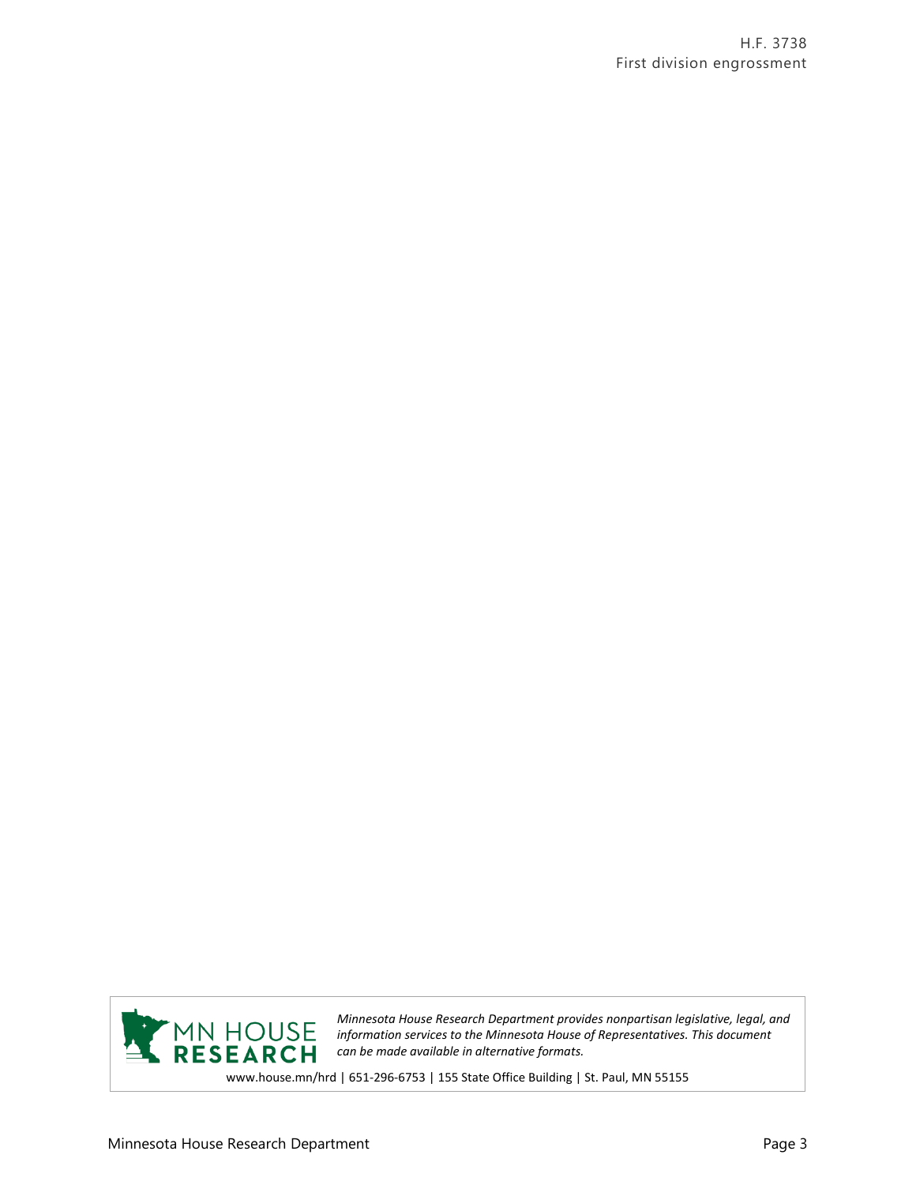MN HOUSE RESEARCH

*Minnesota House Research Department provides nonpartisan legislative, legal, and information services to the Minnesota House of Representatives. This document can be made available in alternative formats.*

www.house.mn/hrd | 651-296-6753 | 155 State Office Building | St. Paul, MN 55155